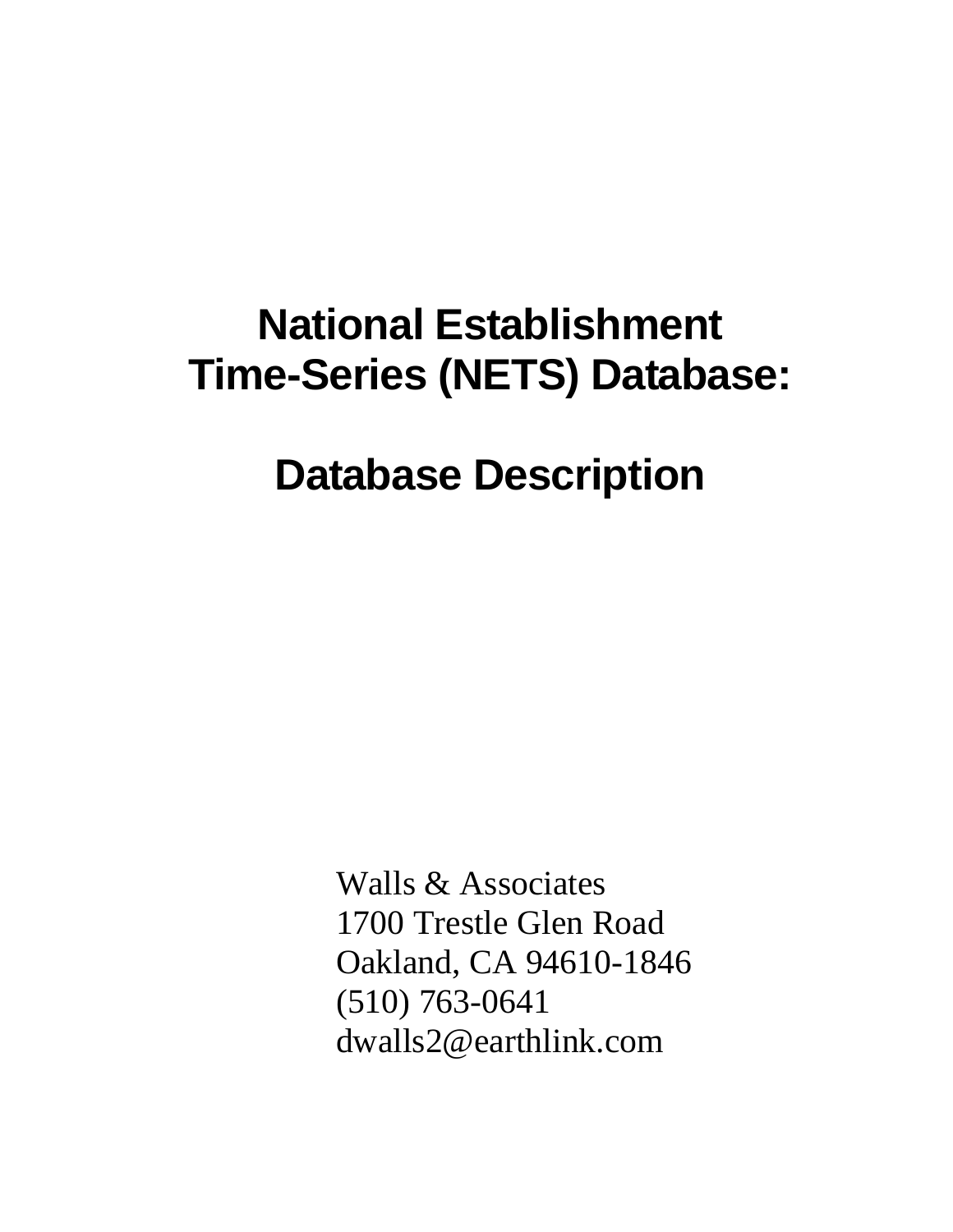# National Establishment Time-Series (NETS) Database:

# Database Description

Walls & Associates
1700 Trestle Glen Road
Oakland, CA 94610-1846
(510) 763-0641
dwalls2@earthlink.com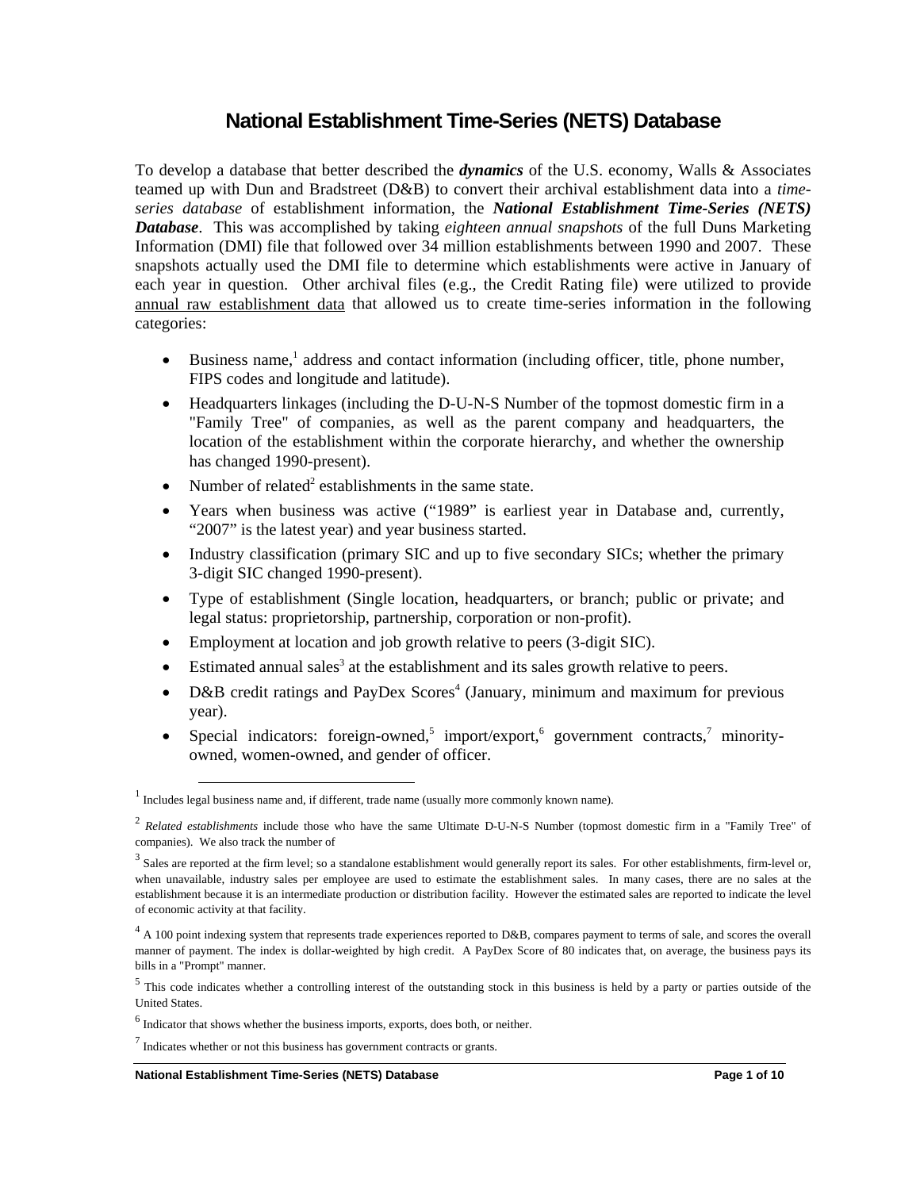# National Establishment Time-Series (NETS) Database

To develop a database that better described the ***dynamics*** of the U.S. economy, Walls & Associates teamed up with Dun and Bradstreet (D&B) to convert their archival establishment data into a *time-series database* of establishment information, the ***National Establishment Time-Series (NETS) Database***. This was accomplished by taking *eighteen annual snapshots* of the full Duns Marketing Information (DMI) file that followed over 34 million establishments between 1990 and 2007. These snapshots actually used the DMI file to determine which establishments were active in January of each year in question. Other archival files (e.g., the Credit Rating file) were utilized to provide annual raw establishment data that allowed us to create time-series information in the following categories:

- Business name,[1] address and contact information (including officer, title, phone number, FIPS codes and longitude and latitude).
- Headquarters linkages (including the D-U-N-S Number of the topmost domestic firm in a "Family Tree" of companies, as well as the parent company and headquarters, the location of the establishment within the corporate hierarchy, and whether the ownership has changed 1990-present).
- Number of related[2] establishments in the same state.
- Years when business was active ("1989" is earliest year in Database and, currently, "2007" is the latest year) and year business started.
- Industry classification (primary SIC and up to five secondary SICs; whether the primary 3-digit SIC changed 1990-present).
- Type of establishment (Single location, headquarters, or branch; public or private; and legal status: proprietorship, partnership, corporation or non-profit).
- Employment at location and job growth relative to peers (3-digit SIC).
- Estimated annual sales[3] at the establishment and its sales growth relative to peers.
- D&B credit ratings and PayDex Scores[4] (January, minimum and maximum for previous year).
- Special indicators: foreign-owned,[5] import/export,[6] government contracts,[7] minority-owned, women-owned, and gender of officer.

---

[1] Includes legal business name and, if different, trade name (usually more commonly known name).

[2] *Related establishments* include those who have the same Ultimate D-U-N-S Number (topmost domestic firm in a "Family Tree" of companies). We also track the number of

[3] Sales are reported at the firm level; so a standalone establishment would generally report its sales. For other establishments, firm-level or, when unavailable, industry sales per employee are used to estimate the establishment sales. In many cases, there are no sales at the establishment because it is an intermediate production or distribution facility. However the estimated sales are reported to indicate the level of economic activity at that facility.

[4] A 100 point indexing system that represents trade experiences reported to D&B, compares payment to terms of sale, and scores the overall manner of payment. The index is dollar-weighted by high credit. A PayDex Score of 80 indicates that, on average, the business pays its bills in a "Prompt" manner.

[5] This code indicates whether a controlling interest of the outstanding stock in this business is held by a party or parties outside of the United States.

[6] Indicator that shows whether the business imports, exports, does both, or neither.

[7] Indicates whether or not this business has government contracts or grants.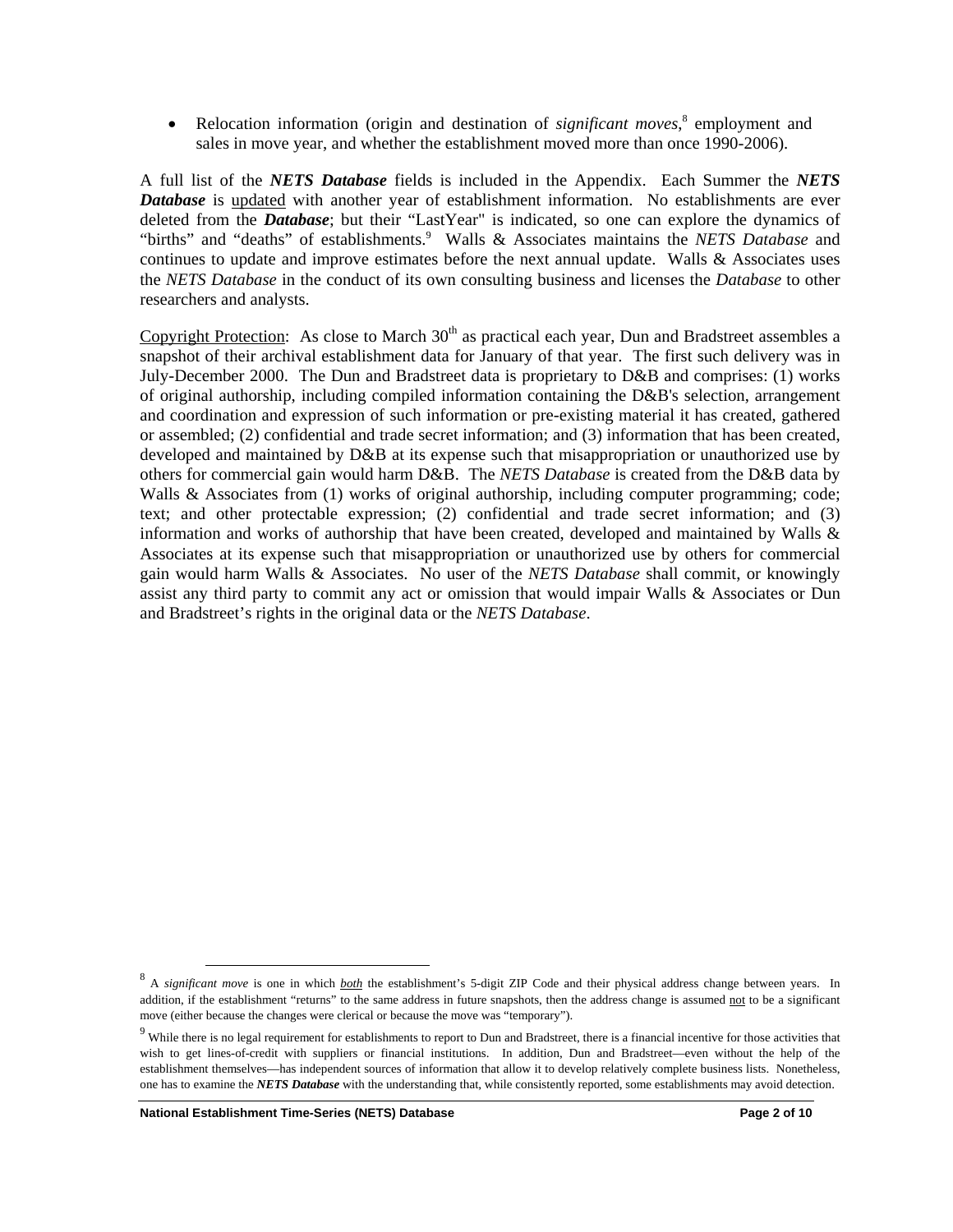- Relocation information (origin and destination of *significant moves*,[8] employment and sales in move year, and whether the establishment moved more than once 1990-2006).

A full list of the ***NETS Database*** fields is included in the Appendix. Each Summer the ***NETS Database*** is updated with another year of establishment information. No establishments are ever deleted from the ***Database***; but their "LastYear" is indicated, so one can explore the dynamics of "births" and "deaths" of establishments.[9] Walls & Associates maintains the *NETS Database* and continues to update and improve estimates before the next annual update. Walls & Associates uses the *NETS Database* in the conduct of its own consulting business and licenses the *Database* to other researchers and analysts.

Copyright Protection: As close to March 30th as practical each year, Dun and Bradstreet assembles a snapshot of their archival establishment data for January of that year. The first such delivery was in July-December 2000. The Dun and Bradstreet data is proprietary to D&B and comprises: (1) works of original authorship, including compiled information containing the D&B's selection, arrangement and coordination and expression of such information or pre-existing material it has created, gathered or assembled; (2) confidential and trade secret information; and (3) information that has been created, developed and maintained by D&B at its expense such that misappropriation or unauthorized use by others for commercial gain would harm D&B. The *NETS Database* is created from the D&B data by Walls & Associates from (1) works of original authorship, including computer programming; code; text; and other protectable expression; (2) confidential and trade secret information; and (3) information and works of authorship that have been created, developed and maintained by Walls & Associates at its expense such that misappropriation or unauthorized use by others for commercial gain would harm Walls & Associates. No user of the *NETS Database* shall commit, or knowingly assist any third party to commit any act or omission that would impair Walls & Associates or Dun and Bradstreet's rights in the original data or the *NETS Database*.

[8] A *significant move* is one in which ***both*** the establishment's 5-digit ZIP Code and their physical address change between years. In addition, if the establishment "returns" to the same address in future snapshots, then the address change is assumed not to be a significant move (either because the changes were clerical or because the move was "temporary").

[9] While there is no legal requirement for establishments to report to Dun and Bradstreet, there is a financial incentive for those activities that wish to get lines-of-credit with suppliers or financial institutions. In addition, Dun and Bradstreet—even without the help of the establishment themselves—has independent sources of information that allow it to develop relatively complete business lists. Nonetheless, one has to examine the ***NETS Database*** with the understanding that, while consistently reported, some establishments may avoid detection.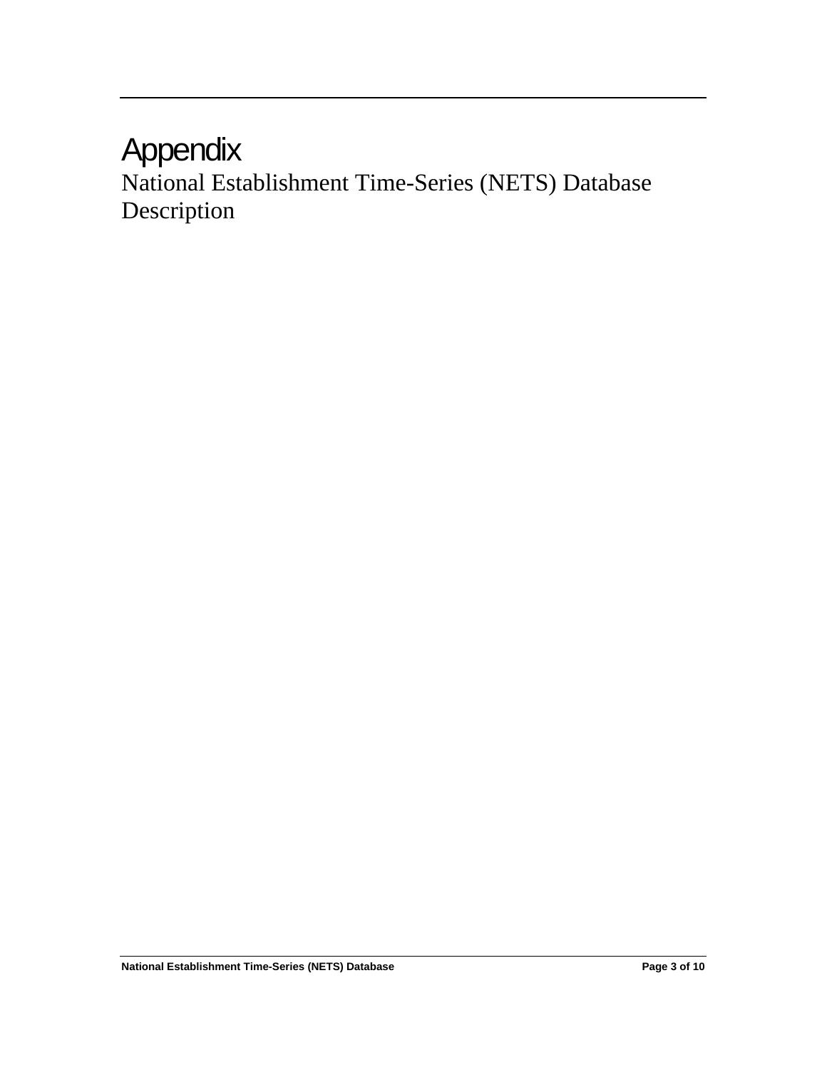# Appendix

## National Establishment Time-Series (NETS) Database Description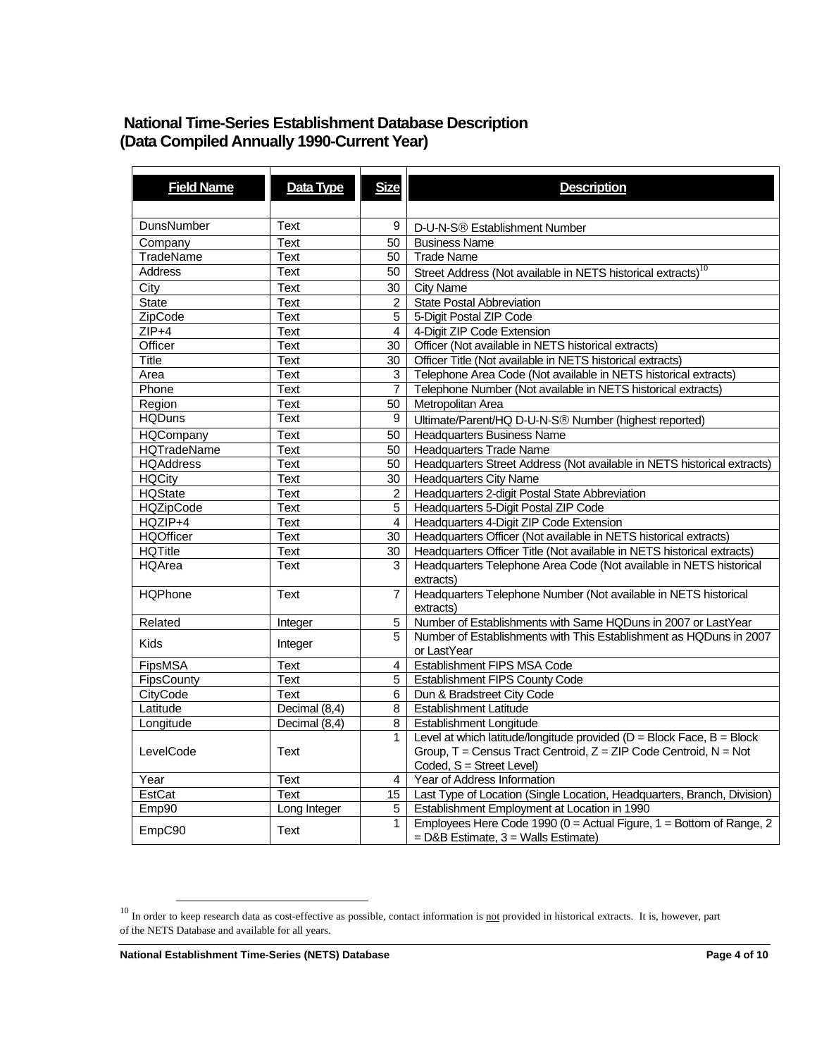## National Time-Series Establishment Database Description
## (Data Compiled Annually 1990-Current Year)

| Field Name | Data Type | Size | Description |
|---|---|---|---|
| DunsNumber | Text | 9 | D-U-N-S® Establishment Number |
| Company | Text | 50 | Business Name |
| TradeName | Text | 50 | Trade Name |
| Address | Text | 50 | Street Address (Not available in NETS historical extracts)[10] |
| City | Text | 30 | City Name |
| State | Text | 2 | State Postal Abbreviation |
| ZipCode | Text | 5 | 5-Digit Postal ZIP Code |
| ZIP+4 | Text | 4 | 4-Digit ZIP Code Extension |
| Officer | Text | 30 | Officer (Not available in NETS historical extracts) |
| Title | Text | 30 | Officer Title (Not available in NETS historical extracts) |
| Area | Text | 3 | Telephone Area Code (Not available in NETS historical extracts) |
| Phone | Text | 7 | Telephone Number (Not available in NETS historical extracts) |
| Region | Text | 50 | Metropolitan Area |
| HQDuns | Text | 9 | Ultimate/Parent/HQ D-U-N-S® Number (highest reported) |
| HQCompany | Text | 50 | Headquarters Business Name |
| HQTradeName | Text | 50 | Headquarters Trade Name |
| HQAddress | Text | 50 | Headquarters Street Address (Not available in NETS historical extracts) |
| HQCity | Text | 30 | Headquarters City Name |
| HQState | Text | 2 | Headquarters 2-digit Postal State Abbreviation |
| HQZipCode | Text | 5 | Headquarters 5-Digit Postal ZIP Code |
| HQZIP+4 | Text | 4 | Headquarters 4-Digit ZIP Code Extension |
| HQOfficer | Text | 30 | Headquarters Officer (Not available in NETS historical extracts) |
| HQTitle | Text | 30 | Headquarters Officer Title (Not available in NETS historical extracts) |
| HQArea | Text | 3 | Headquarters Telephone Area Code (Not available in NETS historical extracts) |
| HQPhone | Text | 7 | Headquarters Telephone Number (Not available in NETS historical extracts) |
| Related | Integer | 5 | Number of Establishments with Same HQDuns in 2007 or LastYear |
| Kids | Integer | 5 | Number of Establishments with This Establishment as HQDuns in 2007 or LastYear |
| FipsMSA | Text | 4 | Establishment FIPS MSA Code |
| FipsCounty | Text | 5 | Establishment FIPS County Code |
| CityCode | Text | 6 | Dun & Bradstreet City Code |
| Latitude | Decimal (8,4) | 8 | Establishment Latitude |
| Longitude | Decimal (8,4) | 8 | Establishment Longitude |
| LevelCode | Text | 1 | Level at which latitude/longitude provided (D = Block Face, B = Block Group, T = Census Tract Centroid, Z = ZIP Code Centroid, N = Not Coded, S = Street Level) |
| Year | Text | 4 | Year of Address Information |
| EstCat | Text | 15 | Last Type of Location (Single Location, Headquarters, Branch, Division) |
| Emp90 | Long Integer | 5 | Establishment Employment at Location in 1990 |
| EmpC90 | Text | 1 | Employees Here Code 1990 (0 = Actual Figure, 1 = Bottom of Range, 2 = D&B Estimate, 3 = Walls Estimate) |

[10] In order to keep research data as cost-effective as possible, contact information is not provided in historical extracts. It is, however, part of the NETS Database and available for all years.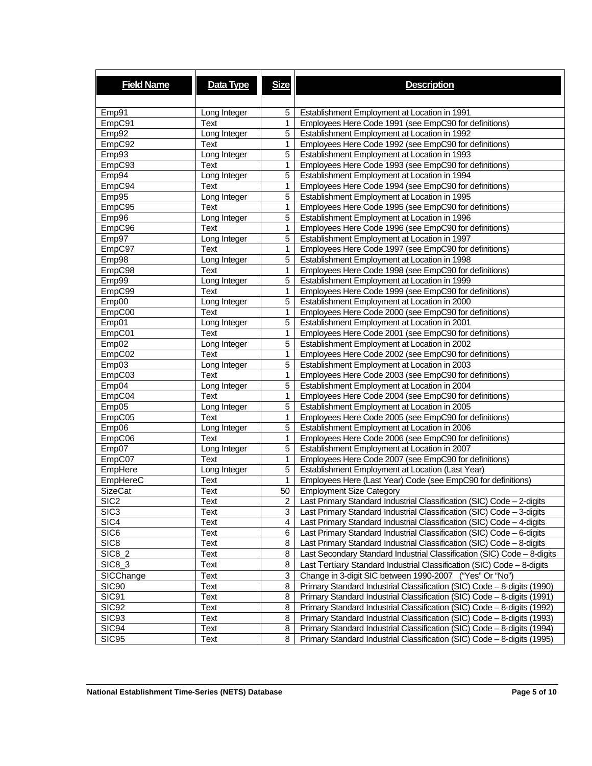| Field Name | Data Type | Size | Description |
|---|---|---|---|
| Emp91 | Long Integer | 5 | Establishment Employment at Location in 1991 |
| EmpC91 | Text | 1 | Employees Here Code 1991 (see EmpC90 for definitions) |
| Emp92 | Long Integer | 5 | Establishment Employment at Location in 1992 |
| EmpC92 | Text | 1 | Employees Here Code 1992 (see EmpC90 for definitions) |
| Emp93 | Long Integer | 5 | Establishment Employment at Location in 1993 |
| EmpC93 | Text | 1 | Employees Here Code 1993 (see EmpC90 for definitions) |
| Emp94 | Long Integer | 5 | Establishment Employment at Location in 1994 |
| EmpC94 | Text | 1 | Employees Here Code 1994 (see EmpC90 for definitions) |
| Emp95 | Long Integer | 5 | Establishment Employment at Location in 1995 |
| EmpC95 | Text | 1 | Employees Here Code 1995 (see EmpC90 for definitions) |
| Emp96 | Long Integer | 5 | Establishment Employment at Location in 1996 |
| EmpC96 | Text | 1 | Employees Here Code 1996 (see EmpC90 for definitions) |
| Emp97 | Long Integer | 5 | Establishment Employment at Location in 1997 |
| EmpC97 | Text | 1 | Employees Here Code 1997 (see EmpC90 for definitions) |
| Emp98 | Long Integer | 5 | Establishment Employment at Location in 1998 |
| EmpC98 | Text | 1 | Employees Here Code 1998 (see EmpC90 for definitions) |
| Emp99 | Long Integer | 5 | Establishment Employment at Location in 1999 |
| EmpC99 | Text | 1 | Employees Here Code 1999 (see EmpC90 for definitions) |
| Emp00 | Long Integer | 5 | Establishment Employment at Location in 2000 |
| EmpC00 | Text | 1 | Employees Here Code 2000 (see EmpC90 for definitions) |
| Emp01 | Long Integer | 5 | Establishment Employment at Location in 2001 |
| EmpC01 | Text | 1 | Employees Here Code 2001 (see EmpC90 for definitions) |
| Emp02 | Long Integer | 5 | Establishment Employment at Location in 2002 |
| EmpC02 | Text | 1 | Employees Here Code 2002 (see EmpC90 for definitions) |
| Emp03 | Long Integer | 5 | Establishment Employment at Location in 2003 |
| EmpC03 | Text | 1 | Employees Here Code 2003 (see EmpC90 for definitions) |
| Emp04 | Long Integer | 5 | Establishment Employment at Location in 2004 |
| EmpC04 | Text | 1 | Employees Here Code 2004 (see EmpC90 for definitions) |
| Emp05 | Long Integer | 5 | Establishment Employment at Location in 2005 |
| EmpC05 | Text | 1 | Employees Here Code 2005 (see EmpC90 for definitions) |
| Emp06 | Long Integer | 5 | Establishment Employment at Location in 2006 |
| EmpC06 | Text | 1 | Employees Here Code 2006 (see EmpC90 for definitions) |
| Emp07 | Long Integer | 5 | Establishment Employment at Location in 2007 |
| EmpC07 | Text | 1 | Employees Here Code 2007 (see EmpC90 for definitions) |
| EmpHere | Long Integer | 5 | Establishment Employment at Location (Last Year) |
| EmpHereC | Text | 1 | Employees Here (Last Year) Code (see EmpC90 for definitions) |
| SizeCat | Text | 50 | Employment Size Category |
| SIC2 | Text | 2 | Last Primary Standard Industrial Classification (SIC) Code – 2-digits |
| SIC3 | Text | 3 | Last Primary Standard Industrial Classification (SIC) Code – 3-digits |
| SIC4 | Text | 4 | Last Primary Standard Industrial Classification (SIC) Code – 4-digits |
| SIC6 | Text | 6 | Last Primary Standard Industrial Classification (SIC) Code – 6-digits |
| SIC8 | Text | 8 | Last Primary Standard Industrial Classification (SIC) Code – 8-digits |
| SIC8_2 | Text | 8 | Last Secondary Standard Industrial Classification (SIC) Code – 8-digits |
| SIC8_3 | Text | 8 | Last Tertiary Standard Industrial Classification (SIC) Code – 8-digits |
| SICChange | Text | 3 | Change in 3-digit SIC between 1990-2007 ("Yes" Or "No") |
| SIC90 | Text | 8 | Primary Standard Industrial Classification (SIC) Code – 8-digits (1990) |
| SIC91 | Text | 8 | Primary Standard Industrial Classification (SIC) Code – 8-digits (1991) |
| SIC92 | Text | 8 | Primary Standard Industrial Classification (SIC) Code – 8-digits (1992) |
| SIC93 | Text | 8 | Primary Standard Industrial Classification (SIC) Code – 8-digits (1993) |
| SIC94 | Text | 8 | Primary Standard Industrial Classification (SIC) Code – 8-digits (1994) |
| SIC95 | Text | 8 | Primary Standard Industrial Classification (SIC) Code – 8-digits (1995) |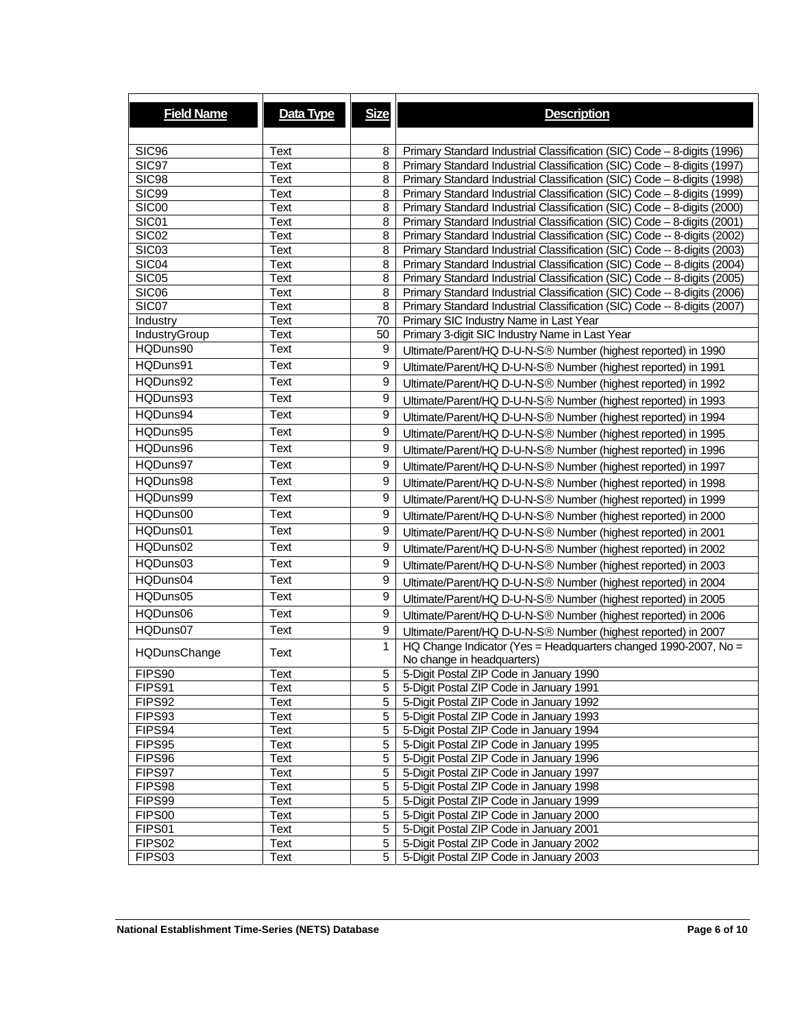| Field Name | Data Type | Size | Description |
| --- | --- | --- | --- |
| SIC96 | Text | 8 | Primary Standard Industrial Classification (SIC) Code – 8-digits (1996) |
| SIC97 | Text | 8 | Primary Standard Industrial Classification (SIC) Code – 8-digits (1997) |
| SIC98 | Text | 8 | Primary Standard Industrial Classification (SIC) Code – 8-digits (1998) |
| SIC99 | Text | 8 | Primary Standard Industrial Classification (SIC) Code – 8-digits (1999) |
| SIC00 | Text | 8 | Primary Standard Industrial Classification (SIC) Code – 8-digits (2000) |
| SIC01 | Text | 8 | Primary Standard Industrial Classification (SIC) Code – 8-digits (2001) |
| SIC02 | Text | 8 | Primary Standard Industrial Classification (SIC) Code -- 8-digits (2002) |
| SIC03 | Text | 8 | Primary Standard Industrial Classification (SIC) Code -- 8-digits (2003) |
| SIC04 | Text | 8 | Primary Standard Industrial Classification (SIC) Code -- 8-digits (2004) |
| SIC05 | Text | 8 | Primary Standard Industrial Classification (SIC) Code -- 8-digits (2005) |
| SIC06 | Text | 8 | Primary Standard Industrial Classification (SIC) Code -- 8-digits (2006) |
| SIC07 | Text | 8 | Primary Standard Industrial Classification (SIC) Code -- 8-digits (2007) |
| Industry | Text | 70 | Primary SIC Industry Name in Last Year |
| IndustryGroup | Text | 50 | Primary 3-digit SIC Industry Name in Last Year |
| HQDuns90 | Text | 9 | Ultimate/Parent/HQ D-U-N-S® Number (highest reported) in 1990 |
| HQDuns91 | Text | 9 | Ultimate/Parent/HQ D-U-N-S® Number (highest reported) in 1991 |
| HQDuns92 | Text | 9 | Ultimate/Parent/HQ D-U-N-S® Number (highest reported) in 1992 |
| HQDuns93 | Text | 9 | Ultimate/Parent/HQ D-U-N-S® Number (highest reported) in 1993 |
| HQDuns94 | Text | 9 | Ultimate/Parent/HQ D-U-N-S® Number (highest reported) in 1994 |
| HQDuns95 | Text | 9 | Ultimate/Parent/HQ D-U-N-S® Number (highest reported) in 1995 |
| HQDuns96 | Text | 9 | Ultimate/Parent/HQ D-U-N-S® Number (highest reported) in 1996 |
| HQDuns97 | Text | 9 | Ultimate/Parent/HQ D-U-N-S® Number (highest reported) in 1997 |
| HQDuns98 | Text | 9 | Ultimate/Parent/HQ D-U-N-S® Number (highest reported) in 1998 |
| HQDuns99 | Text | 9 | Ultimate/Parent/HQ D-U-N-S® Number (highest reported) in 1999 |
| HQDuns00 | Text | 9 | Ultimate/Parent/HQ D-U-N-S® Number (highest reported) in 2000 |
| HQDuns01 | Text | 9 | Ultimate/Parent/HQ D-U-N-S® Number (highest reported) in 2001 |
| HQDuns02 | Text | 9 | Ultimate/Parent/HQ D-U-N-S® Number (highest reported) in 2002 |
| HQDuns03 | Text | 9 | Ultimate/Parent/HQ D-U-N-S® Number (highest reported) in 2003 |
| HQDuns04 | Text | 9 | Ultimate/Parent/HQ D-U-N-S® Number (highest reported) in 2004 |
| HQDuns05 | Text | 9 | Ultimate/Parent/HQ D-U-N-S® Number (highest reported) in 2005 |
| HQDuns06 | Text | 9 | Ultimate/Parent/HQ D-U-N-S® Number (highest reported) in 2006 |
| HQDuns07 | Text | 9 | Ultimate/Parent/HQ D-U-N-S® Number (highest reported) in 2007 |
| HQDunsChange | Text | 1 | HQ Change Indicator (Yes = Headquarters changed 1990-2007, No = No change in headquarters) |
| FIPS90 | Text | 5 | 5-Digit Postal ZIP Code in January 1990 |
| FIPS91 | Text | 5 | 5-Digit Postal ZIP Code in January 1991 |
| FIPS92 | Text | 5 | 5-Digit Postal ZIP Code in January 1992 |
| FIPS93 | Text | 5 | 5-Digit Postal ZIP Code in January 1993 |
| FIPS94 | Text | 5 | 5-Digit Postal ZIP Code in January 1994 |
| FIPS95 | Text | 5 | 5-Digit Postal ZIP Code in January 1995 |
| FIPS96 | Text | 5 | 5-Digit Postal ZIP Code in January 1996 |
| FIPS97 | Text | 5 | 5-Digit Postal ZIP Code in January 1997 |
| FIPS98 | Text | 5 | 5-Digit Postal ZIP Code in January 1998 |
| FIPS99 | Text | 5 | 5-Digit Postal ZIP Code in January 1999 |
| FIPS00 | Text | 5 | 5-Digit Postal ZIP Code in January 2000 |
| FIPS01 | Text | 5 | 5-Digit Postal ZIP Code in January 2001 |
| FIPS02 | Text | 5 | 5-Digit Postal ZIP Code in January 2002 |
| FIPS03 | Text | 5 | 5-Digit Postal ZIP Code in January 2003 |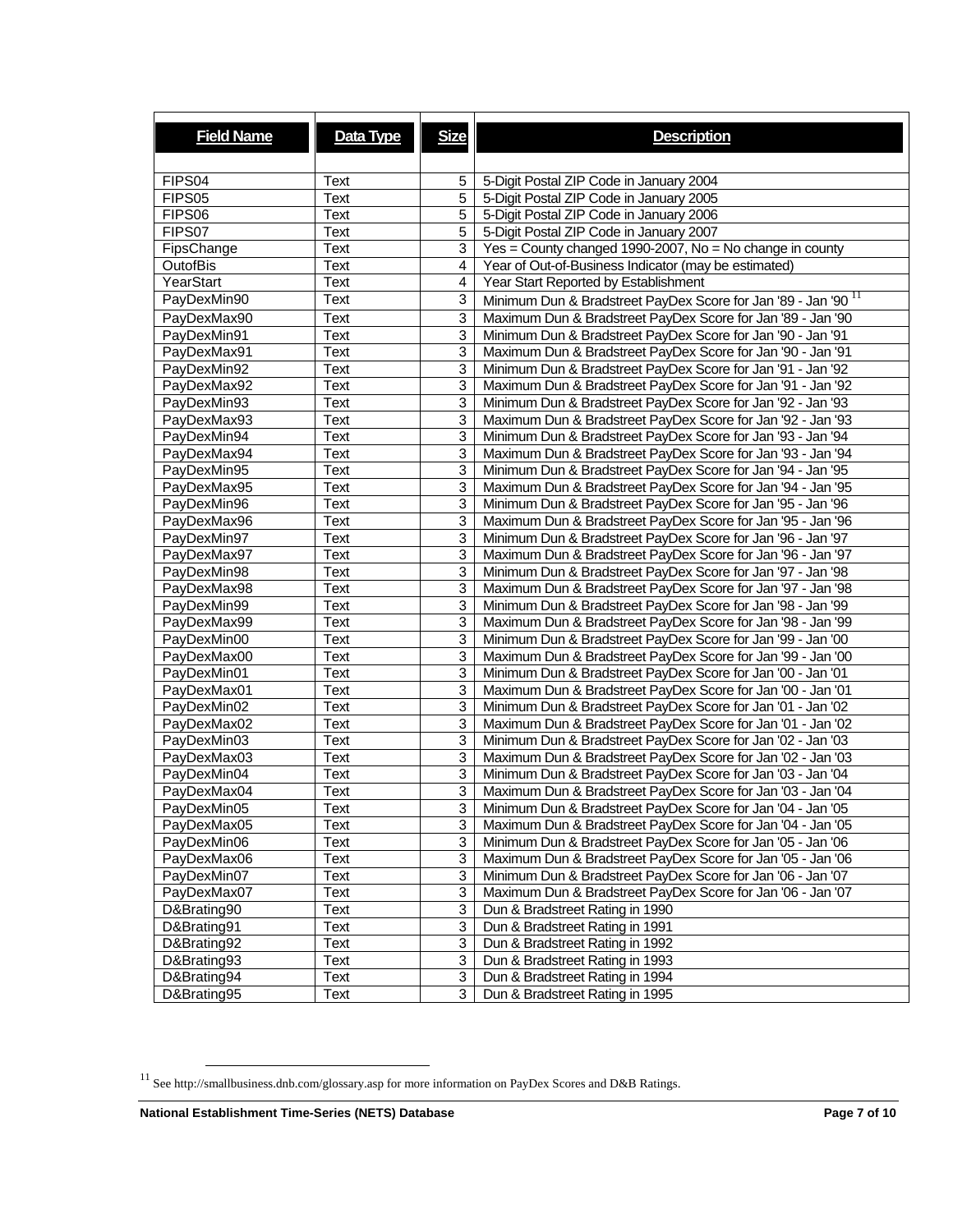| Field Name | Data Type | Size | Description |
|---|---|---|---|
| FIPS04 | Text | 5 | 5-Digit Postal ZIP Code in January 2004 |
| FIPS05 | Text | 5 | 5-Digit Postal ZIP Code in January 2005 |
| FIPS06 | Text | 5 | 5-Digit Postal ZIP Code in January 2006 |
| FIPS07 | Text | 5 | 5-Digit Postal ZIP Code in January 2007 |
| FipsChange | Text | 3 | Yes = County changed 1990-2007, No = No change in county |
| OutofBis | Text | 4 | Year of Out-of-Business Indicator (may be estimated) |
| YearStart | Text | 4 | Year Start Reported by Establishment |
| PayDexMin90 | Text | 3 | Minimum Dun & Bradstreet PayDex Score for Jan '89 - Jan '90 [11] |
| PayDexMax90 | Text | 3 | Maximum Dun & Bradstreet PayDex Score for Jan '89 - Jan '90 |
| PayDexMin91 | Text | 3 | Minimum Dun & Bradstreet PayDex Score for Jan '90 - Jan '91 |
| PayDexMax91 | Text | 3 | Maximum Dun & Bradstreet PayDex Score for Jan '90 - Jan '91 |
| PayDexMin92 | Text | 3 | Minimum Dun & Bradstreet PayDex Score for Jan '91 - Jan '92 |
| PayDexMax92 | Text | 3 | Maximum Dun & Bradstreet PayDex Score for Jan '91 - Jan '92 |
| PayDexMin93 | Text | 3 | Minimum Dun & Bradstreet PayDex Score for Jan '92 - Jan '93 |
| PayDexMax93 | Text | 3 | Maximum Dun & Bradstreet PayDex Score for Jan '92 - Jan '93 |
| PayDexMin94 | Text | 3 | Minimum Dun & Bradstreet PayDex Score for Jan '93 - Jan '94 |
| PayDexMax94 | Text | 3 | Maximum Dun & Bradstreet PayDex Score for Jan '93 - Jan '94 |
| PayDexMin95 | Text | 3 | Minimum Dun & Bradstreet PayDex Score for Jan '94 - Jan '95 |
| PayDexMax95 | Text | 3 | Maximum Dun & Bradstreet PayDex Score for Jan '94 - Jan '95 |
| PayDexMin96 | Text | 3 | Minimum Dun & Bradstreet PayDex Score for Jan '95 - Jan '96 |
| PayDexMax96 | Text | 3 | Maximum Dun & Bradstreet PayDex Score for Jan '95 - Jan '96 |
| PayDexMin97 | Text | 3 | Minimum Dun & Bradstreet PayDex Score for Jan '96 - Jan '97 |
| PayDexMax97 | Text | 3 | Maximum Dun & Bradstreet PayDex Score for Jan '96 - Jan '97 |
| PayDexMin98 | Text | 3 | Minimum Dun & Bradstreet PayDex Score for Jan '97 - Jan '98 |
| PayDexMax98 | Text | 3 | Maximum Dun & Bradstreet PayDex Score for Jan '97 - Jan '98 |
| PayDexMin99 | Text | 3 | Minimum Dun & Bradstreet PayDex Score for Jan '98 - Jan '99 |
| PayDexMax99 | Text | 3 | Maximum Dun & Bradstreet PayDex Score for Jan '98 - Jan '99 |
| PayDexMin00 | Text | 3 | Minimum Dun & Bradstreet PayDex Score for Jan '99 - Jan '00 |
| PayDexMax00 | Text | 3 | Maximum Dun & Bradstreet PayDex Score for Jan '99 - Jan '00 |
| PayDexMin01 | Text | 3 | Minimum Dun & Bradstreet PayDex Score for Jan '00 - Jan '01 |
| PayDexMax01 | Text | 3 | Maximum Dun & Bradstreet PayDex Score for Jan '00 - Jan '01 |
| PayDexMin02 | Text | 3 | Minimum Dun & Bradstreet PayDex Score for Jan '01 - Jan '02 |
| PayDexMax02 | Text | 3 | Maximum Dun & Bradstreet PayDex Score for Jan '01 - Jan '02 |
| PayDexMin03 | Text | 3 | Minimum Dun & Bradstreet PayDex Score for Jan '02 - Jan '03 |
| PayDexMax03 | Text | 3 | Maximum Dun & Bradstreet PayDex Score for Jan '02 - Jan '03 |
| PayDexMin04 | Text | 3 | Minimum Dun & Bradstreet PayDex Score for Jan '03 - Jan '04 |
| PayDexMax04 | Text | 3 | Maximum Dun & Bradstreet PayDex Score for Jan '03 - Jan '04 |
| PayDexMin05 | Text | 3 | Minimum Dun & Bradstreet PayDex Score for Jan '04 - Jan '05 |
| PayDexMax05 | Text | 3 | Maximum Dun & Bradstreet PayDex Score for Jan '04 - Jan '05 |
| PayDexMin06 | Text | 3 | Minimum Dun & Bradstreet PayDex Score for Jan '05 - Jan '06 |
| PayDexMax06 | Text | 3 | Maximum Dun & Bradstreet PayDex Score for Jan '05 - Jan '06 |
| PayDexMin07 | Text | 3 | Minimum Dun & Bradstreet PayDex Score for Jan '06 - Jan '07 |
| PayDexMax07 | Text | 3 | Maximum Dun & Bradstreet PayDex Score for Jan '06 - Jan '07 |
| D&Brating90 | Text | 3 | Dun & Bradstreet Rating in 1990 |
| D&Brating91 | Text | 3 | Dun & Bradstreet Rating in 1991 |
| D&Brating92 | Text | 3 | Dun & Bradstreet Rating in 1992 |
| D&Brating93 | Text | 3 | Dun & Bradstreet Rating in 1993 |
| D&Brating94 | Text | 3 | Dun & Bradstreet Rating in 1994 |
| D&Brating95 | Text | 3 | Dun & Bradstreet Rating in 1995 |

[11] See http://smallbusiness.dnb.com/glossary.asp for more information on PayDex Scores and D&B Ratings.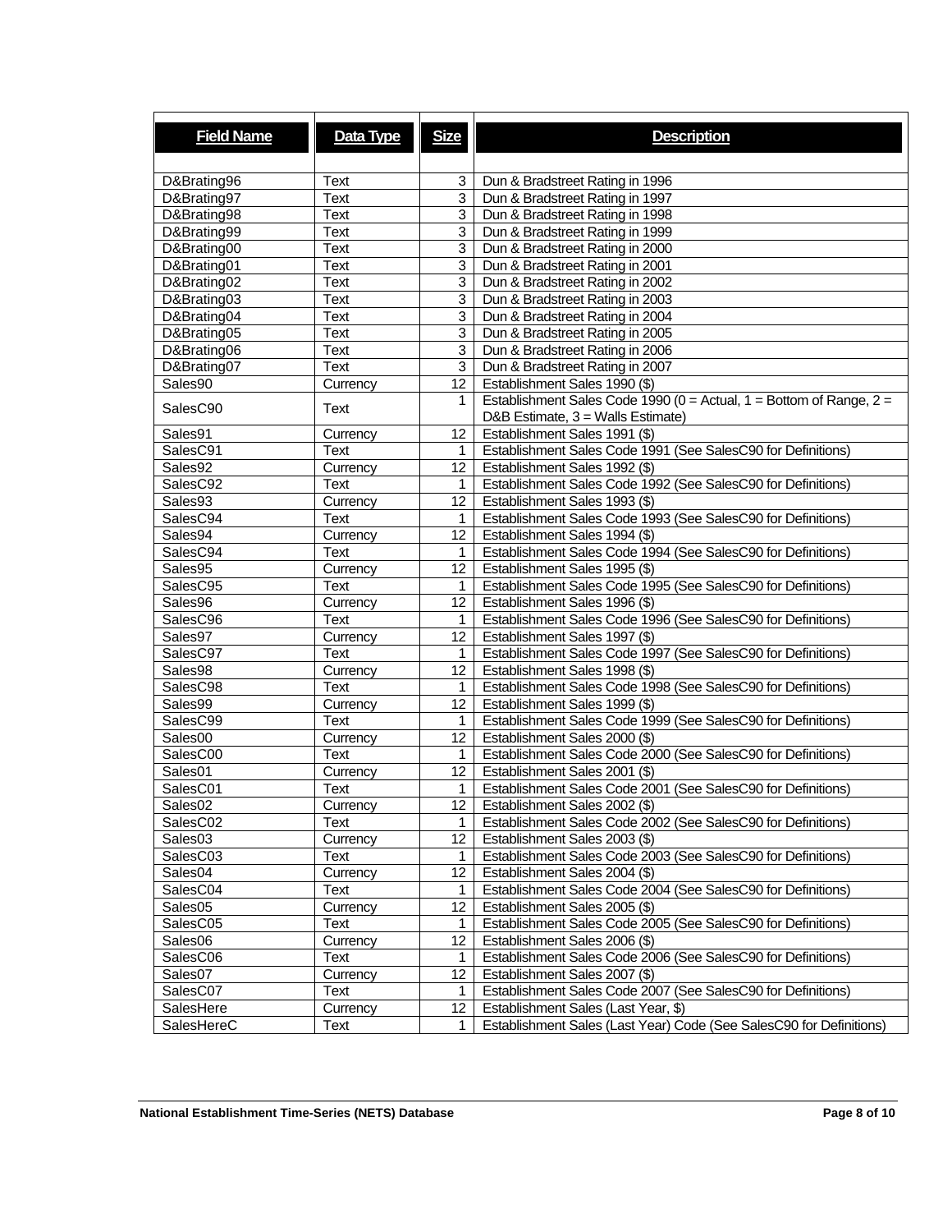| Field Name | Data Type | Size | Description |
|---|---|---|---|
| D&Brating96 | Text | 3 | Dun & Bradstreet Rating in 1996 |
| D&Brating97 | Text | 3 | Dun & Bradstreet Rating in 1997 |
| D&Brating98 | Text | 3 | Dun & Bradstreet Rating in 1998 |
| D&Brating99 | Text | 3 | Dun & Bradstreet Rating in 1999 |
| D&Brating00 | Text | 3 | Dun & Bradstreet Rating in 2000 |
| D&Brating01 | Text | 3 | Dun & Bradstreet Rating in 2001 |
| D&Brating02 | Text | 3 | Dun & Bradstreet Rating in 2002 |
| D&Brating03 | Text | 3 | Dun & Bradstreet Rating in 2003 |
| D&Brating04 | Text | 3 | Dun & Bradstreet Rating in 2004 |
| D&Brating05 | Text | 3 | Dun & Bradstreet Rating in 2005 |
| D&Brating06 | Text | 3 | Dun & Bradstreet Rating in 2006 |
| D&Brating07 | Text | 3 | Dun & Bradstreet Rating in 2007 |
| Sales90 | Currency | 12 | Establishment Sales 1990 ($) |
| SalesC90 | Text | 1 | Establishment Sales Code 1990 (0 = Actual, 1 = Bottom of Range, 2 = D&B Estimate, 3 = Walls Estimate) |
| Sales91 | Currency | 12 | Establishment Sales 1991 ($) |
| SalesC91 | Text | 1 | Establishment Sales Code 1991 (See SalesC90 for Definitions) |
| Sales92 | Currency | 12 | Establishment Sales 1992 ($) |
| SalesC92 | Text | 1 | Establishment Sales Code 1992 (See SalesC90 for Definitions) |
| Sales93 | Currency | 12 | Establishment Sales 1993 ($) |
| SalesC94 | Text | 1 | Establishment Sales Code 1993 (See SalesC90 for Definitions) |
| Sales94 | Currency | 12 | Establishment Sales 1994 ($) |
| SalesC94 | Text | 1 | Establishment Sales Code 1994 (See SalesC90 for Definitions) |
| Sales95 | Currency | 12 | Establishment Sales 1995 ($) |
| SalesC95 | Text | 1 | Establishment Sales Code 1995 (See SalesC90 for Definitions) |
| Sales96 | Currency | 12 | Establishment Sales 1996 ($) |
| SalesC96 | Text | 1 | Establishment Sales Code 1996 (See SalesC90 for Definitions) |
| Sales97 | Currency | 12 | Establishment Sales 1997 ($) |
| SalesC97 | Text | 1 | Establishment Sales Code 1997 (See SalesC90 for Definitions) |
| Sales98 | Currency | 12 | Establishment Sales 1998 ($) |
| SalesC98 | Text | 1 | Establishment Sales Code 1998 (See SalesC90 for Definitions) |
| Sales99 | Currency | 12 | Establishment Sales 1999 ($) |
| SalesC99 | Text | 1 | Establishment Sales Code 1999 (See SalesC90 for Definitions) |
| Sales00 | Currency | 12 | Establishment Sales 2000 ($) |
| SalesC00 | Text | 1 | Establishment Sales Code 2000 (See SalesC90 for Definitions) |
| Sales01 | Currency | 12 | Establishment Sales 2001 ($) |
| SalesC01 | Text | 1 | Establishment Sales Code 2001 (See SalesC90 for Definitions) |
| Sales02 | Currency | 12 | Establishment Sales 2002 ($) |
| SalesC02 | Text | 1 | Establishment Sales Code 2002 (See SalesC90 for Definitions) |
| Sales03 | Currency | 12 | Establishment Sales 2003 ($) |
| SalesC03 | Text | 1 | Establishment Sales Code 2003 (See SalesC90 for Definitions) |
| Sales04 | Currency | 12 | Establishment Sales 2004 ($) |
| SalesC04 | Text | 1 | Establishment Sales Code 2004 (See SalesC90 for Definitions) |
| Sales05 | Currency | 12 | Establishment Sales 2005 ($) |
| SalesC05 | Text | 1 | Establishment Sales Code 2005 (See SalesC90 for Definitions) |
| Sales06 | Currency | 12 | Establishment Sales 2006 ($) |
| SalesC06 | Text | 1 | Establishment Sales Code 2006 (See SalesC90 for Definitions) |
| Sales07 | Currency | 12 | Establishment Sales 2007 ($) |
| SalesC07 | Text | 1 | Establishment Sales Code 2007 (See SalesC90 for Definitions) |
| SalesHere | Currency | 12 | Establishment Sales (Last Year, $) |
| SalesHereC | Text | 1 | Establishment Sales (Last Year) Code (See SalesC90 for Definitions) |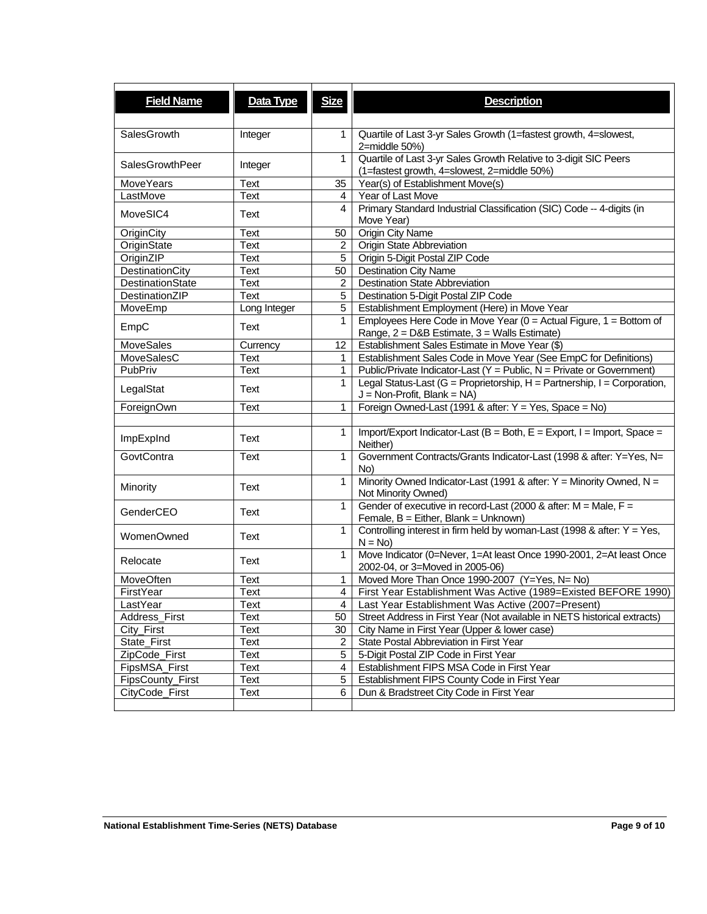| Field Name | Data Type | Size | Description |
|---|---|---|---|
| SalesGrowth | Integer | 1 | Quartile of Last 3-yr Sales Growth (1=fastest growth, 4=slowest, 2=middle 50%) |
| SalesGrowthPeer | Integer | 1 | Quartile of Last 3-yr Sales Growth Relative to 3-digit SIC Peers (1=fastest growth, 4=slowest, 2=middle 50%) |
| MoveYears | Text | 35 | Year(s) of Establishment Move(s) |
| LastMove | Text | 4 | Year of Last Move |
| MoveSIC4 | Text | 4 | Primary Standard Industrial Classification (SIC) Code -- 4-digits (in Move Year) |
| OriginCity | Text | 50 | Origin City Name |
| OriginState | Text | 2 | Origin State Abbreviation |
| OriginZIP | Text | 5 | Origin 5-Digit Postal ZIP Code |
| DestinationCity | Text | 50 | Destination City Name |
| DestinationState | Text | 2 | Destination State Abbreviation |
| DestinationZIP | Text | 5 | Destination 5-Digit Postal ZIP Code |
| MoveEmp | Long Integer | 5 | Establishment Employment (Here) in Move Year |
| EmpC | Text | 1 | Employees Here Code in Move Year (0 = Actual Figure, 1 = Bottom of Range, 2 = D&B Estimate, 3 = Walls Estimate) |
| MoveSales | Currency | 12 | Establishment Sales Estimate in Move Year ($) |
| MoveSalesC | Text | 1 | Establishment Sales Code in Move Year (See EmpC for Definitions) |
| PubPriv | Text | 1 | Public/Private Indicator-Last (Y = Public, N = Private or Government) |
| LegalStat | Text | 1 | Legal Status-Last (G = Proprietorship, H = Partnership, I = Corporation, J = Non-Profit, Blank = NA) |
| ForeignOwn | Text | 1 | Foreign Owned-Last (1991 & after: Y = Yes, Space = No) |
| | | | |
| ImpExpInd | Text | 1 | Import/Export Indicator-Last (B = Both, E = Export, I = Import, Space = Neither) |
| GovtContra | Text | 1 | Government Contracts/Grants Indicator-Last (1998 & after: Y=Yes, N= No) |
| Minority | Text | 1 | Minority Owned Indicator-Last (1991 & after: Y = Minority Owned, N = Not Minority Owned) |
| GenderCEO | Text | 1 | Gender of executive in record-Last (2000 & after: M = Male, F = Female, B = Either, Blank = Unknown) |
| WomenOwned | Text | 1 | Controlling interest in firm held by woman-Last (1998 & after: Y = Yes, N = No) |
| Relocate | Text | 1 | Move Indicator (0=Never, 1=At least Once 1990-2001, 2=At least Once 2002-04, or 3=Moved in 2005-06) |
| MoveOften | Text | 1 | Moved More Than Once 1990-2007 (Y=Yes, N= No) |
| FirstYear | Text | 4 | First Year Establishment Was Active (1989=Existed BEFORE 1990) |
| LastYear | Text | 4 | Last Year Establishment Was Active (2007=Present) |
| Address_First | Text | 50 | Street Address in First Year (Not available in NETS historical extracts) |
| City_First | Text | 30 | City Name in First Year (Upper & lower case) |
| State_First | Text | 2 | State Postal Abbreviation in First Year |
| ZipCode_First | Text | 5 | 5-Digit Postal ZIP Code in First Year |
| FipsMSA_First | Text | 4 | Establishment FIPS MSA Code in First Year |
| FipsCounty_First | Text | 5 | Establishment FIPS County Code in First Year |
| CityCode_First | Text | 6 | Dun & Bradstreet City Code in First Year |
| | | | |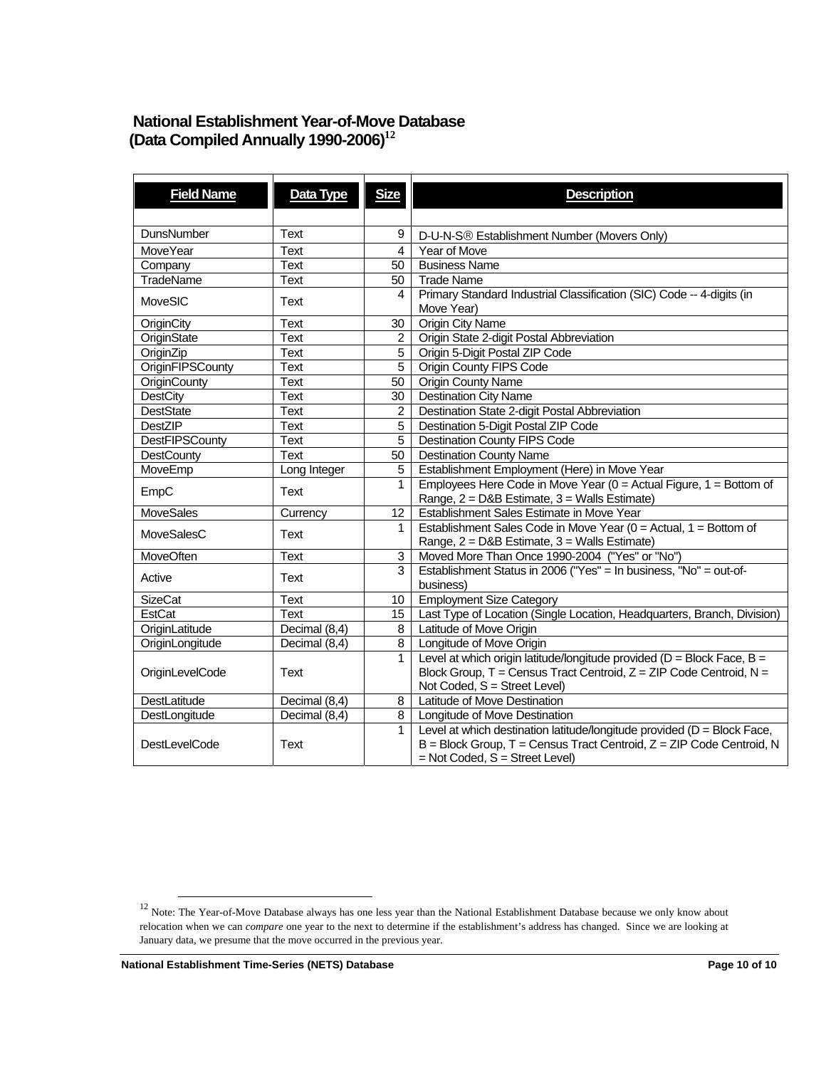# National Establishment Year-of-Move Database (Data Compiled Annually 1990-2006)[12]

| Field Name | Data Type | Size | Description |
|---|---|---|---|
| DunsNumber | Text | 9 | D-U-N-S® Establishment Number (Movers Only) |
| MoveYear | Text | 4 | Year of Move |
| Company | Text | 50 | Business Name |
| TradeName | Text | 50 | Trade Name |
| MoveSIC | Text | 4 | Primary Standard Industrial Classification (SIC) Code -- 4-digits (in Move Year) |
| OriginCity | Text | 30 | Origin City Name |
| OriginState | Text | 2 | Origin State 2-digit Postal Abbreviation |
| OriginZip | Text | 5 | Origin 5-Digit Postal ZIP Code |
| OriginFIPSCounty | Text | 5 | Origin County FIPS Code |
| OriginCounty | Text | 50 | Origin County Name |
| DestCity | Text | 30 | Destination City Name |
| DestState | Text | 2 | Destination State 2-digit Postal Abbreviation |
| DestZIP | Text | 5 | Destination 5-Digit Postal ZIP Code |
| DestFIPSCounty | Text | 5 | Destination County FIPS Code |
| DestCounty | Text | 50 | Destination County Name |
| MoveEmp | Long Integer | 5 | Establishment Employment (Here) in Move Year |
| EmpC | Text | 1 | Employees Here Code in Move Year (0 = Actual Figure, 1 = Bottom of Range, 2 = D&B Estimate, 3 = Walls Estimate) |
| MoveSales | Currency | 12 | Establishment Sales Estimate in Move Year |
| MoveSalesC | Text | 1 | Establishment Sales Code in Move Year (0 = Actual, 1 = Bottom of Range, 2 = D&B Estimate, 3 = Walls Estimate) |
| MoveOften | Text | 3 | Moved More Than Once 1990-2004 ("Yes" or "No") |
| Active | Text | 3 | Establishment Status in 2006 ("Yes" = In business, "No" = out-of-business) |
| SizeCat | Text | 10 | Employment Size Category |
| EstCat | Text | 15 | Last Type of Location (Single Location, Headquarters, Branch, Division) |
| OriginLatitude | Decimal (8,4) | 8 | Latitude of Move Origin |
| OriginLongitude | Decimal (8,4) | 8 | Longitude of Move Origin |
| OriginLevelCode | Text | 1 | Level at which origin latitude/longitude provided (D = Block Face, B = Block Group, T = Census Tract Centroid, Z = ZIP Code Centroid, N = Not Coded, S = Street Level) |
| DestLatitude | Decimal (8,4) | 8 | Latitude of Move Destination |
| DestLongitude | Decimal (8,4) | 8 | Longitude of Move Destination |
| DestLevelCode | Text | 1 | Level at which destination latitude/longitude provided (D = Block Face, B = Block Group, T = Census Tract Centroid, Z = ZIP Code Centroid, N = Not Coded, S = Street Level) |

[12] Note: The Year-of-Move Database always has one less year than the National Establishment Database because we only know about relocation when we can *compare* one year to the next to determine if the establishment's address has changed. Since we are looking at January data, we presume that the move occurred in the previous year.